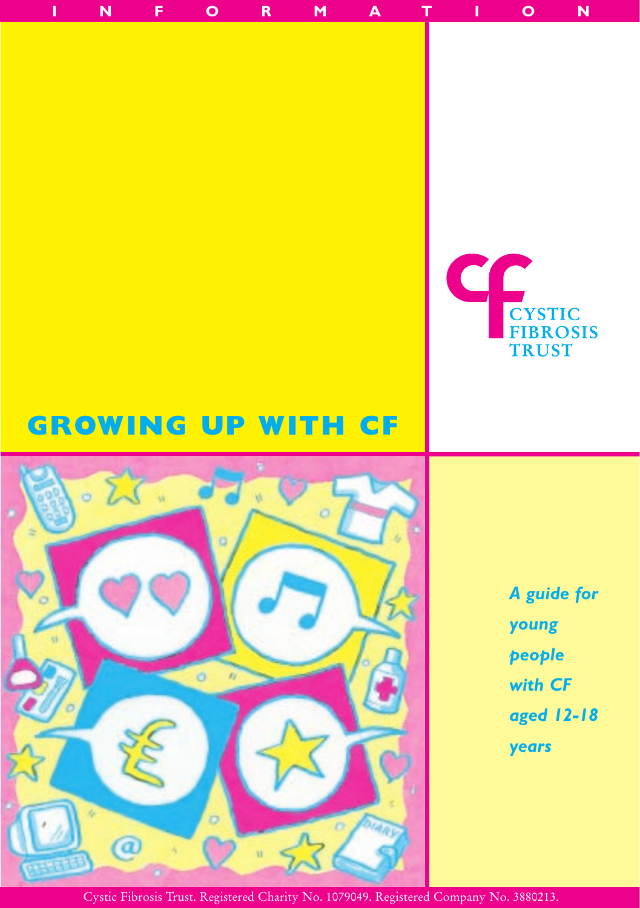I N F O R M A T I O N

CYSTIC FIBROSIS TRUST

# GROWING UP WITH CF

*A guide for young people with CF aged 12-18 years*

Cystic Fibrosis Trust. Registered Charity No. 1079049. Registered Company No. 3880213.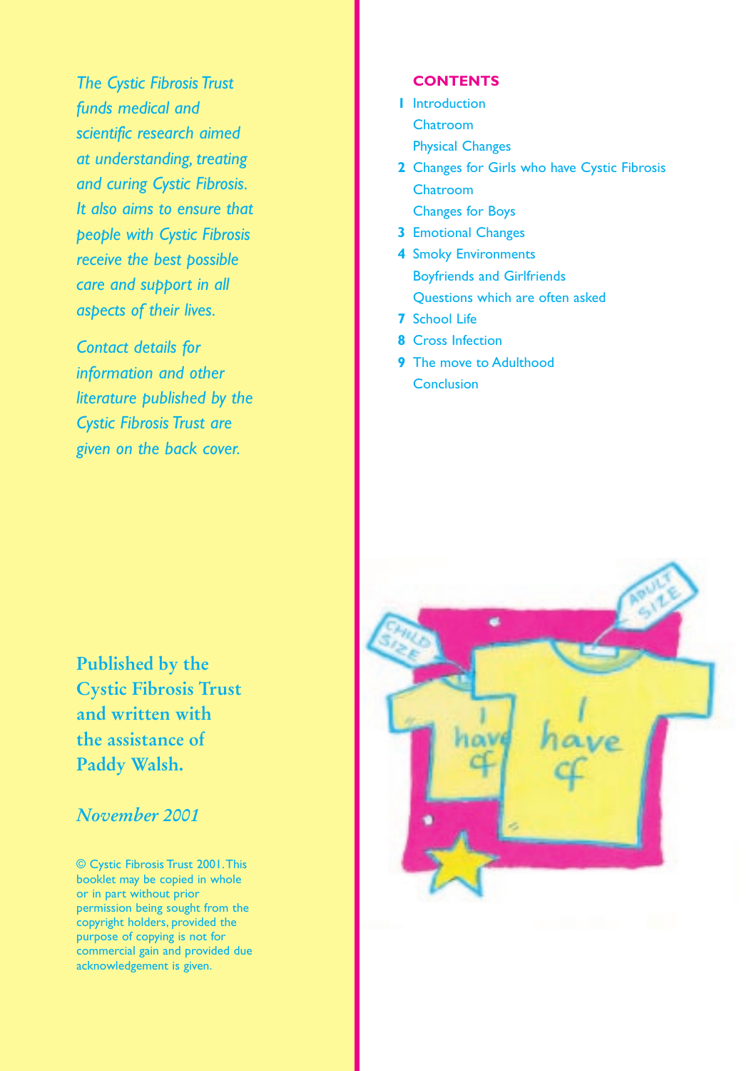*The Cystic Fibrosis Trust funds medical and scientific research aimed at understanding, treating and curing Cystic Fibrosis. It also aims to ensure that people with Cystic Fibrosis receive the best possible care and support in all aspects of their lives.*

*Contact details for information and other literature published by the Cystic Fibrosis Trust are given on the back cover.*

**Published by the Cystic Fibrosis Trust and written with the assistance of Paddy Walsh.**

*November 2001*

© Cystic Fibrosis Trust 2001. This booklet may be copied in whole or in part without prior permission being sought from the copyright holders, provided the purpose of copying is not for commercial gain and provided due acknowledgement is given.

## CONTENTS

**1** Introduction
Chatroom
Physical Changes

**2** Changes for Girls who have Cystic Fibrosis
Chatroom
Changes for Boys

**3** Emotional Changes

**4** Smoky Environments
Boyfriends and Girlfriends
Questions which are often asked

**7** School Life

**8** Cross Infection

**9** The move to Adulthood
Conclusion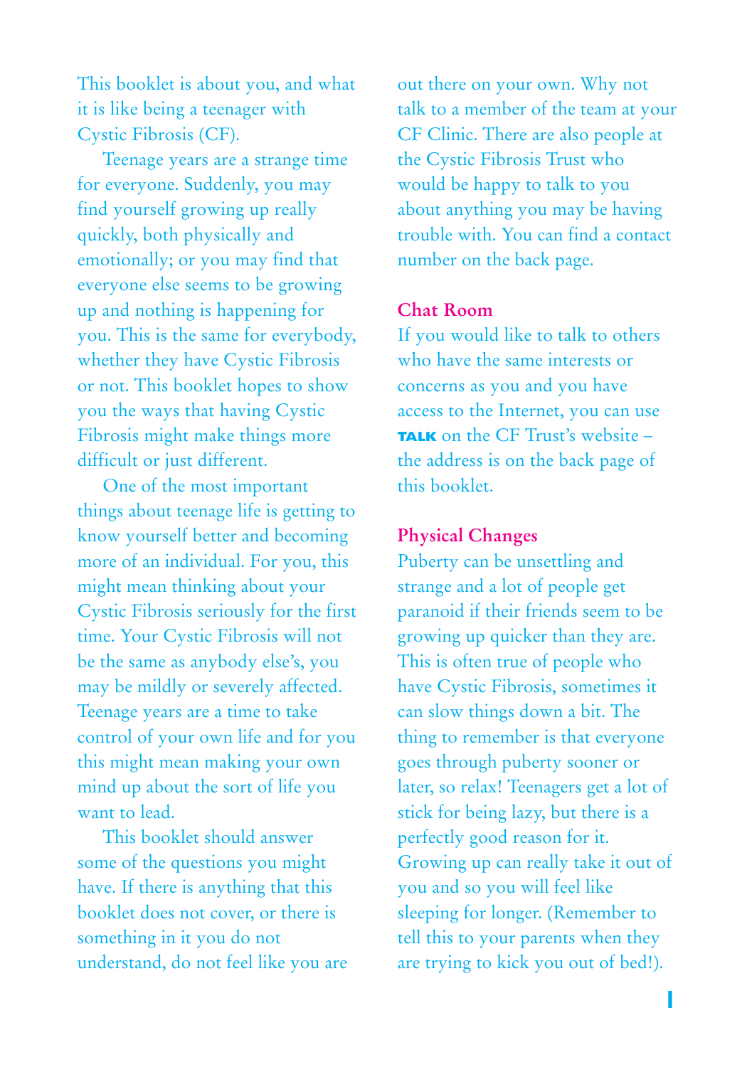This booklet is about you, and what it is like being a teenager with Cystic Fibrosis (CF).

Teenage years are a strange time for everyone. Suddenly, you may find yourself growing up really quickly, both physically and emotionally; or you may find that everyone else seems to be growing up and nothing is happening for you. This is the same for everybody, whether they have Cystic Fibrosis or not. This booklet hopes to show you the ways that having Cystic Fibrosis might make things more difficult or just different.

One of the most important things about teenage life is getting to know yourself better and becoming more of an individual. For you, this might mean thinking about your Cystic Fibrosis seriously for the first time. Your Cystic Fibrosis will not be the same as anybody else's, you may be mildly or severely affected. Teenage years are a time to take control of your own life and for you this might mean making your own mind up about the sort of life you want to lead.

This booklet should answer some of the questions you might have. If there is anything that this booklet does not cover, or there is something in it you do not understand, do not feel like you are out there on your own. Why not talk to a member of the team at your CF Clinic. There are also people at the Cystic Fibrosis Trust who would be happy to talk to you about anything you may be having trouble with. You can find a contact number on the back page.

## Chat Room

If you would like to talk to others who have the same interests or concerns as you and you have access to the Internet, you can use **TALK** on the CF Trust's website – the address is on the back page of this booklet.

## Physical Changes

Puberty can be unsettling and strange and a lot of people get paranoid if their friends seem to be growing up quicker than they are. This is often true of people who have Cystic Fibrosis, sometimes it can slow things down a bit. The thing to remember is that everyone goes through puberty sooner or later, so relax! Teenagers get a lot of stick for being lazy, but there is a perfectly good reason for it. Growing up can really take it out of you and so you will feel like sleeping for longer. (Remember to tell this to your parents when they are trying to kick you out of bed!).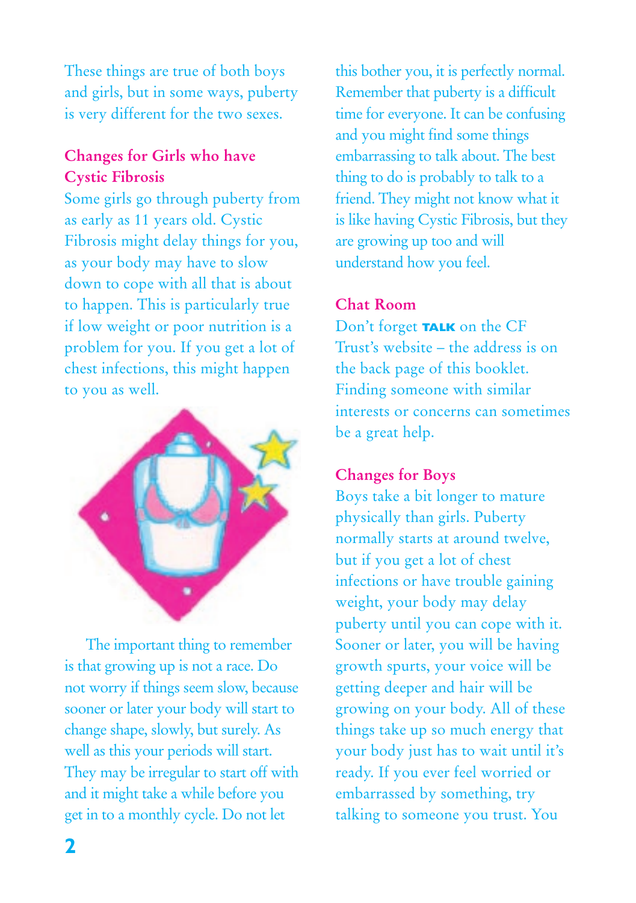These things are true of both boys and girls, but in some ways, puberty is very different for the two sexes.

## Changes for Girls who have Cystic Fibrosis

Some girls go through puberty from as early as 11 years old. Cystic Fibrosis might delay things for you, as your body may have to slow down to cope with all that is about to happen. This is particularly true if low weight or poor nutrition is a problem for you. If you get a lot of chest infections, this might happen to you as well.

The important thing to remember is that growing up is not a race. Do not worry if things seem slow, because sooner or later your body will start to change shape, slowly, but surely. As well as this your periods will start. They may be irregular to start off with and it might take a while before you get in to a monthly cycle. Do not let this bother you, it is perfectly normal. Remember that puberty is a difficult time for everyone. It can be confusing and you might find some things embarrassing to talk about. The best thing to do is probably to talk to a friend. They might not know what it is like having Cystic Fibrosis, but they are growing up too and will understand how you feel.

## Chat Room

Don't forget **TALK** on the CF Trust's website – the address is on the back page of this booklet. Finding someone with similar interests or concerns can sometimes be a great help.

## Changes for Boys

Boys take a bit longer to mature physically than girls. Puberty normally starts at around twelve, but if you get a lot of chest infections or have trouble gaining weight, your body may delay puberty until you can cope with it. Sooner or later, you will be having growth spurts, your voice will be getting deeper and hair will be growing on your body. All of these things take up so much energy that your body just has to wait until it's ready. If you ever feel worried or embarrassed by something, try talking to someone you trust. You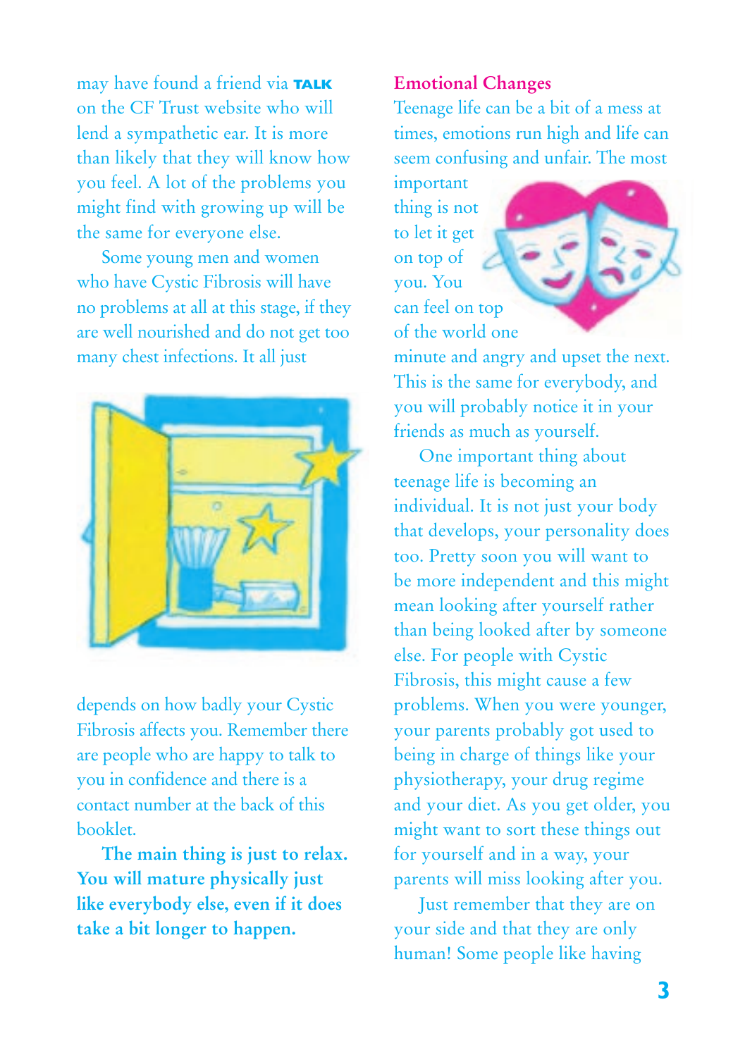may have found a friend via **TALK** on the CF Trust website who will lend a sympathetic ear. It is more than likely that they will know how you feel. A lot of the problems you might find with growing up will be the same for everyone else.

Some young men and women who have Cystic Fibrosis will have no problems at all at this stage, if they are well nourished and do not get too many chest infections. It all just depends on how badly your Cystic Fibrosis affects you. Remember there are people who are happy to talk to you in confidence and there is a contact number at the back of this booklet.

**The main thing is just to relax. You will mature physically just like everybody else, even if it does take a bit longer to happen.**

## Emotional Changes

Teenage life can be a bit of a mess at times, emotions run high and life can seem confusing and unfair. The most important thing is not to let it get on top of you. You can feel on top of the world one minute and angry and upset the next. This is the same for everybody, and you will probably notice it in your friends as much as yourself.

One important thing about teenage life is becoming an individual. It is not just your body that develops, your personality does too. Pretty soon you will want to be more independent and this might mean looking after yourself rather than being looked after by someone else. For people with Cystic Fibrosis, this might cause a few problems. When you were younger, your parents probably got used to being in charge of things like your physiotherapy, your drug regime and your diet. As you get older, you might want to sort these things out for yourself and in a way, your parents will miss looking after you.

Just remember that they are on your side and that they are only human! Some people like having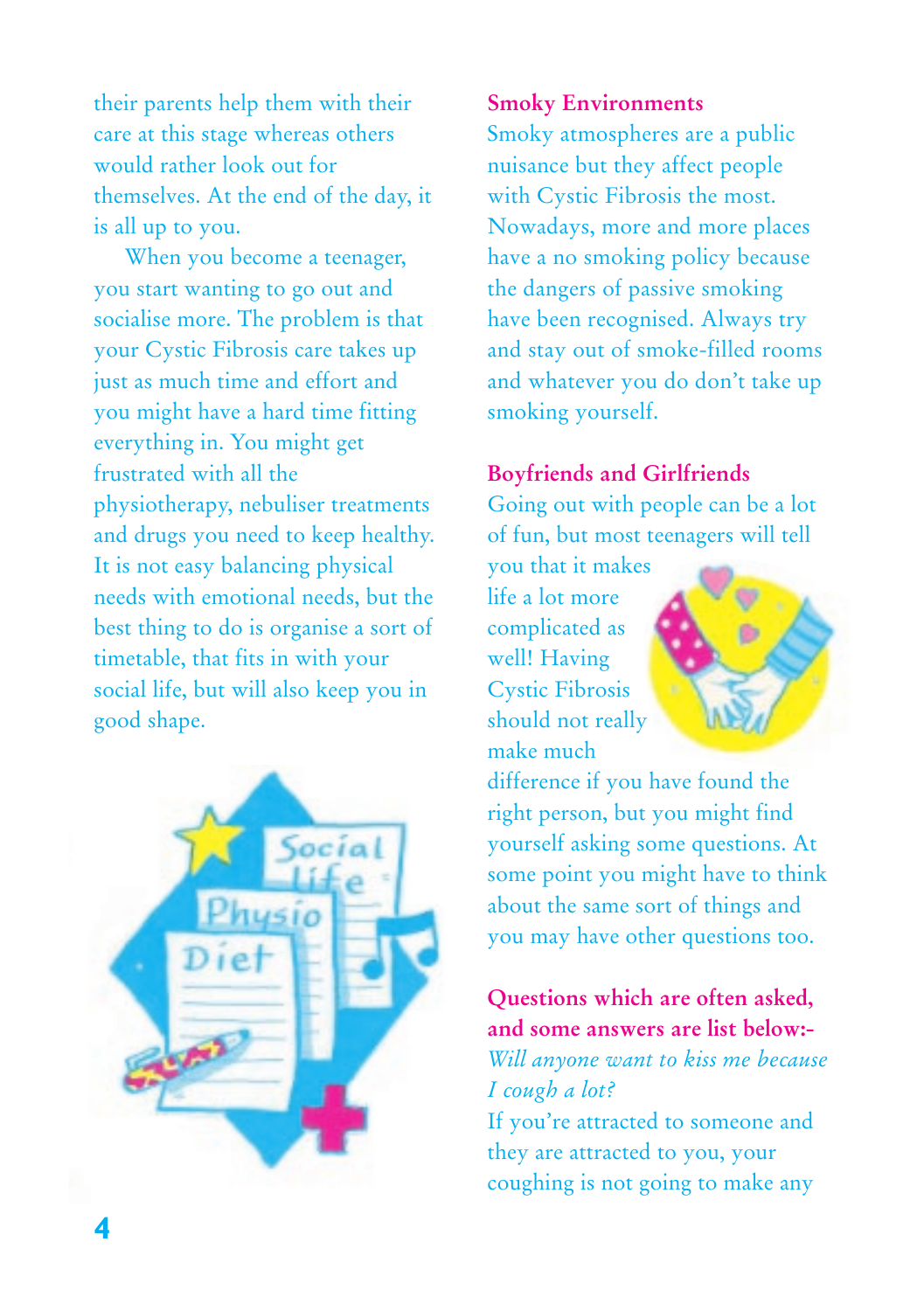their parents help them with their care at this stage whereas others would rather look out for themselves. At the end of the day, it is all up to you.

When you become a teenager, you start wanting to go out and socialise more. The problem is that your Cystic Fibrosis care takes up just as much time and effort and you might have a hard time fitting everything in. You might get frustrated with all the physiotherapy, nebuliser treatments and drugs you need to keep healthy. It is not easy balancing physical needs with emotional needs, but the best thing to do is organise a sort of timetable, that fits in with your social life, but will also keep you in good shape.

## Smoky Environments

Smoky atmospheres are a public nuisance but they affect people with Cystic Fibrosis the most. Nowadays, more and more places have a no smoking policy because the dangers of passive smoking have been recognised. Always try and stay out of smoke-filled rooms and whatever you do don't take up smoking yourself.

## Boyfriends and Girlfriends

Going out with people can be a lot of fun, but most teenagers will tell you that it makes life a lot more complicated as well! Having Cystic Fibrosis should not really make much difference if you have found the right person, but you might find yourself asking some questions. At some point you might have to think about the same sort of things and you may have other questions too.

## Questions which are often asked, and some answers are list below:-

*Will anyone want to kiss me because I cough a lot?*

If you're attracted to someone and they are attracted to you, your coughing is not going to make any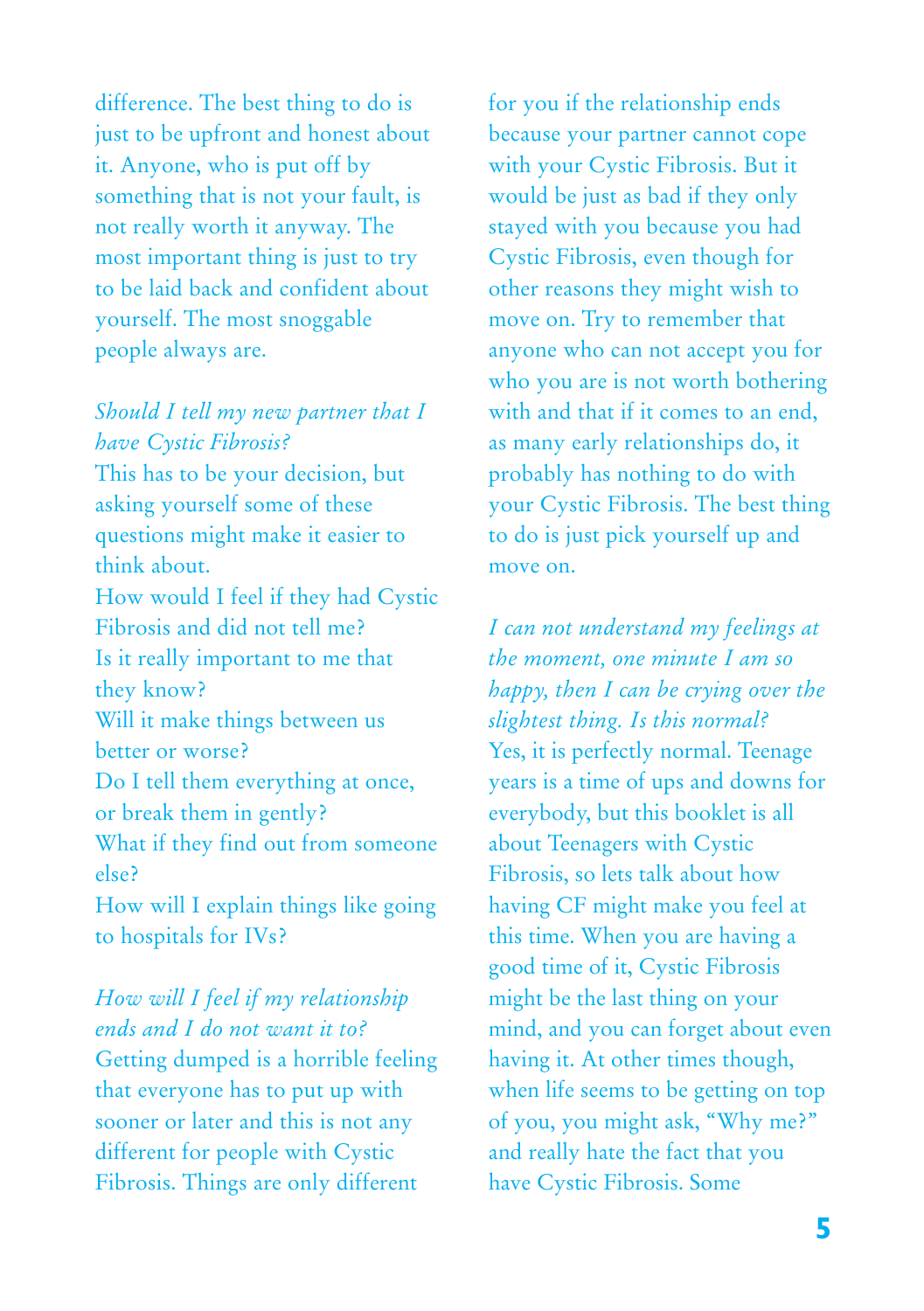difference. The best thing to do is just to be upfront and honest about it. Anyone, who is put off by something that is not your fault, is not really worth it anyway. The most important thing is just to try to be laid back and confident about yourself. The most snoggable people always are.

*Should I tell my new partner that I have Cystic Fibrosis?*

This has to be your decision, but asking yourself some of these questions might make it easier to think about.

How would I feel if they had Cystic Fibrosis and did not tell me?

Is it really important to me that they know?

Will it make things between us better or worse?

Do I tell them everything at once, or break them in gently?

What if they find out from someone else?

How will I explain things like going to hospitals for IVs?

*How will I feel if my relationship ends and I do not want it to?*

Getting dumped is a horrible feeling that everyone has to put up with sooner or later and this is not any different for people with Cystic Fibrosis. Things are only different for you if the relationship ends because your partner cannot cope with your Cystic Fibrosis. But it would be just as bad if they only stayed with you because you had Cystic Fibrosis, even though for other reasons they might wish to move on. Try to remember that anyone who can not accept you for who you are is not worth bothering with and that if it comes to an end, as many early relationships do, it probably has nothing to do with your Cystic Fibrosis. The best thing to do is just pick yourself up and move on.

*I can not understand my feelings at the moment, one minute I am so happy, then I can be crying over the slightest thing. Is this normal?*

Yes, it is perfectly normal. Teenage years is a time of ups and downs for everybody, but this booklet is all about Teenagers with Cystic Fibrosis, so lets talk about how having CF might make you feel at this time. When you are having a good time of it, Cystic Fibrosis might be the last thing on your mind, and you can forget about even having it. At other times though, when life seems to be getting on top of you, you might ask, "Why me?" and really hate the fact that you have Cystic Fibrosis. Some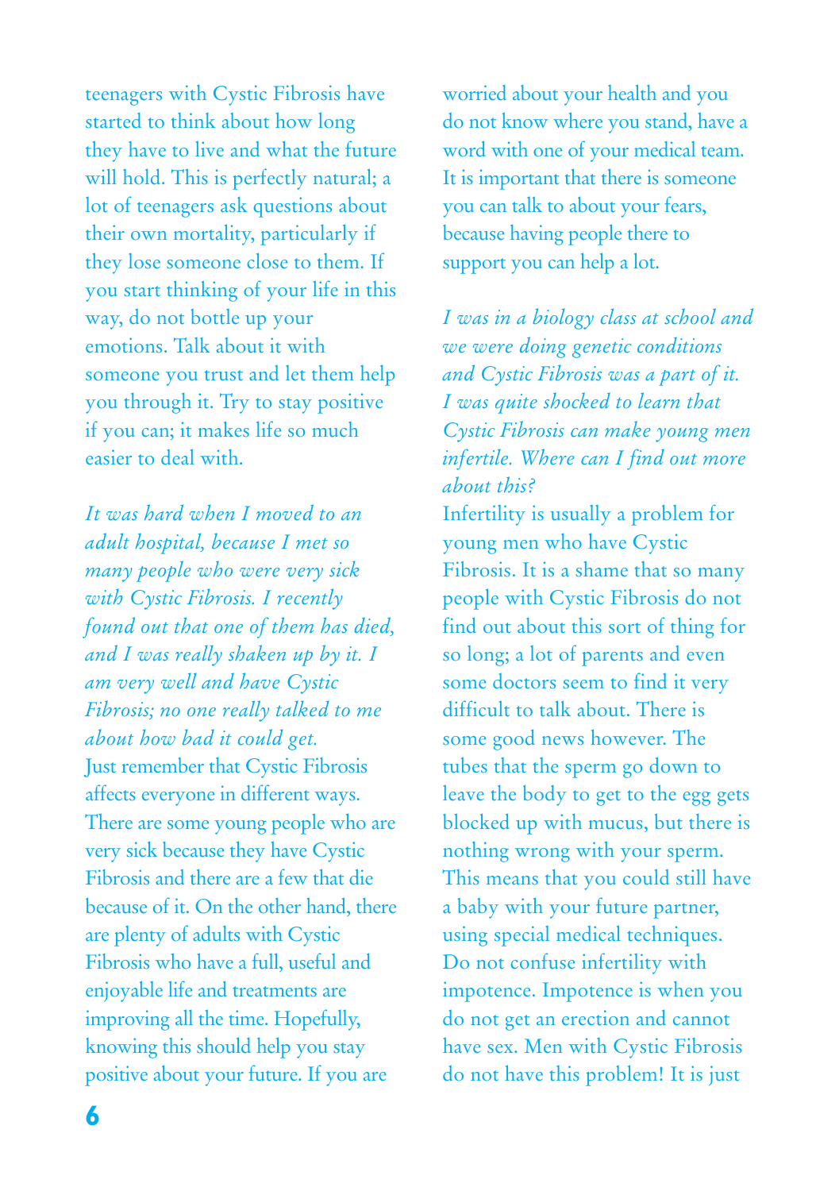teenagers with Cystic Fibrosis have started to think about how long they have to live and what the future will hold. This is perfectly natural; a lot of teenagers ask questions about their own mortality, particularly if they lose someone close to them. If you start thinking of your life in this way, do not bottle up your emotions. Talk about it with someone you trust and let them help you through it. Try to stay positive if you can; it makes life so much easier to deal with.

*It was hard when I moved to an adult hospital, because I met so many people who were very sick with Cystic Fibrosis. I recently found out that one of them has died, and I was really shaken up by it. I am very well and have Cystic Fibrosis; no one really talked to me about how bad it could get.*

Just remember that Cystic Fibrosis affects everyone in different ways. There are some young people who are very sick because they have Cystic Fibrosis and there are a few that die because of it. On the other hand, there are plenty of adults with Cystic Fibrosis who have a full, useful and enjoyable life and treatments are improving all the time. Hopefully, knowing this should help you stay positive about your future. If you are worried about your health and you do not know where you stand, have a word with one of your medical team. It is important that there is someone you can talk to about your fears, because having people there to support you can help a lot.

*I was in a biology class at school and we were doing genetic conditions and Cystic Fibrosis was a part of it. I was quite shocked to learn that Cystic Fibrosis can make young men infertile. Where can I find out more about this?*

Infertility is usually a problem for young men who have Cystic Fibrosis. It is a shame that so many people with Cystic Fibrosis do not find out about this sort of thing for so long; a lot of parents and even some doctors seem to find it very difficult to talk about. There is some good news however. The tubes that the sperm go down to leave the body to get to the egg gets blocked up with mucus, but there is nothing wrong with your sperm. This means that you could still have a baby with your future partner, using special medical techniques. Do not confuse infertility with impotence. Impotence is when you do not get an erection and cannot have sex. Men with Cystic Fibrosis do not have this problem! It is just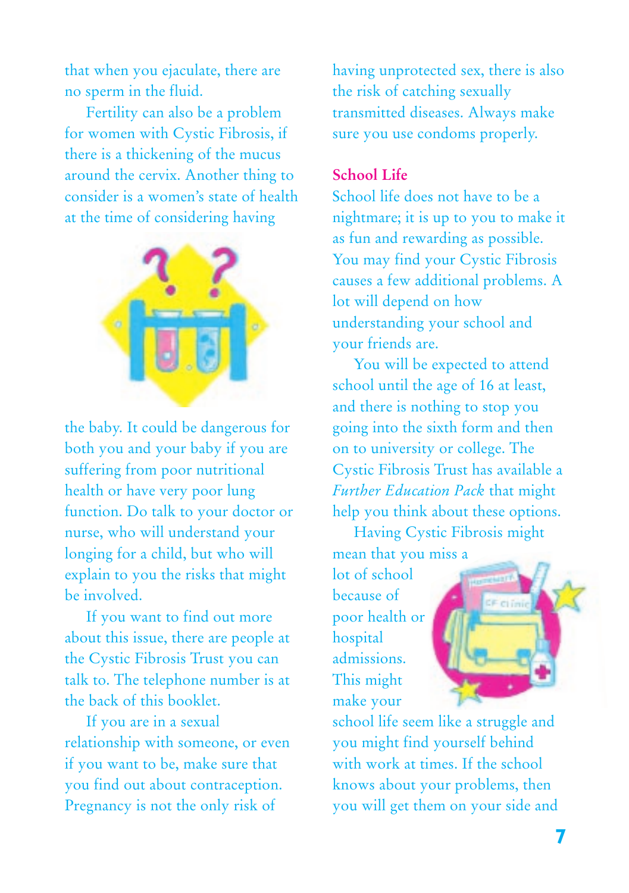that when you ejaculate, there are no sperm in the fluid.

Fertility can also be a problem for women with Cystic Fibrosis, if there is a thickening of the mucus around the cervix. Another thing to consider is a women's state of health at the time of considering having the baby. It could be dangerous for both you and your baby if you are suffering from poor nutritional health or have very poor lung function. Do talk to your doctor or nurse, who will understand your longing for a child, but who will explain to you the risks that might be involved.

If you want to find out more about this issue, there are people at the Cystic Fibrosis Trust you can talk to. The telephone number is at the back of this booklet.

If you are in a sexual relationship with someone, or even if you want to be, make sure that you find out about contraception. Pregnancy is not the only risk of having unprotected sex, there is also the risk of catching sexually transmitted diseases. Always make sure you use condoms properly.

## School Life

School life does not have to be a nightmare; it is up to you to make it as fun and rewarding as possible. You may find your Cystic Fibrosis causes a few additional problems. A lot will depend on how understanding your school and your friends are.

You will be expected to attend school until the age of 16 at least, and there is nothing to stop you going into the sixth form and then on to university or college. The Cystic Fibrosis Trust has available a *Further Education Pack* that might help you think about these options.

Having Cystic Fibrosis might mean that you miss a lot of school because of poor health or hospital admissions. This might make your school life seem like a struggle and you might find yourself behind with work at times. If the school knows about your problems, then you will get them on your side and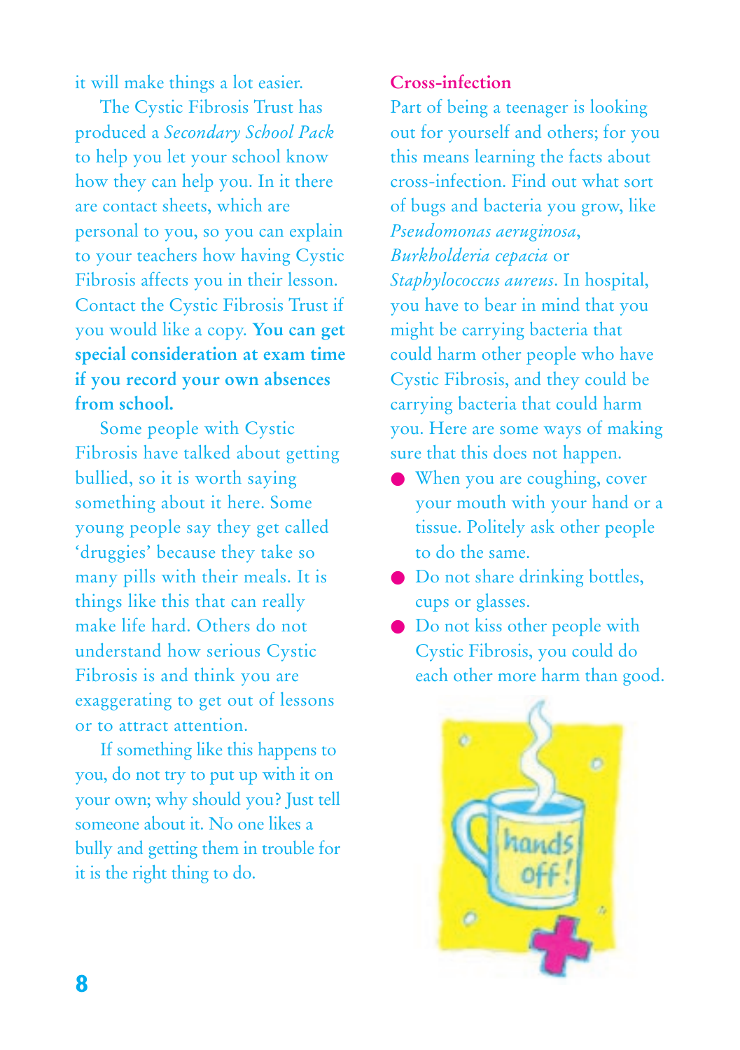it will make things a lot easier.

The Cystic Fibrosis Trust has produced a *Secondary School Pack* to help you let your school know how they can help you. In it there are contact sheets, which are personal to you, so you can explain to your teachers how having Cystic Fibrosis affects you in their lesson. Contact the Cystic Fibrosis Trust if you would like a copy. **You can get special consideration at exam time if you record your own absences from school.**

Some people with Cystic Fibrosis have talked about getting bullied, so it is worth saying something about it here. Some young people say they get called 'druggies' because they take so many pills with their meals. It is things like this that can really make life hard. Others do not understand how serious Cystic Fibrosis is and think you are exaggerating to get out of lessons or to attract attention.

If something like this happens to you, do not try to put up with it on your own; why should you? Just tell someone about it. No one likes a bully and getting them in trouble for it is the right thing to do.

## Cross-infection

Part of being a teenager is looking out for yourself and others; for you this means learning the facts about cross-infection. Find out what sort of bugs and bacteria you grow, like *Pseudomonas aeruginosa*, *Burkholderia cepacia* or *Staphylococcus aureus*. In hospital, you have to bear in mind that you might be carrying bacteria that could harm other people who have Cystic Fibrosis, and they could be carrying bacteria that could harm you. Here are some ways of making sure that this does not happen.

- When you are coughing, cover your mouth with your hand or a tissue. Politely ask other people to do the same.
- Do not share drinking bottles, cups or glasses.
- Do not kiss other people with Cystic Fibrosis, you could do each other more harm than good.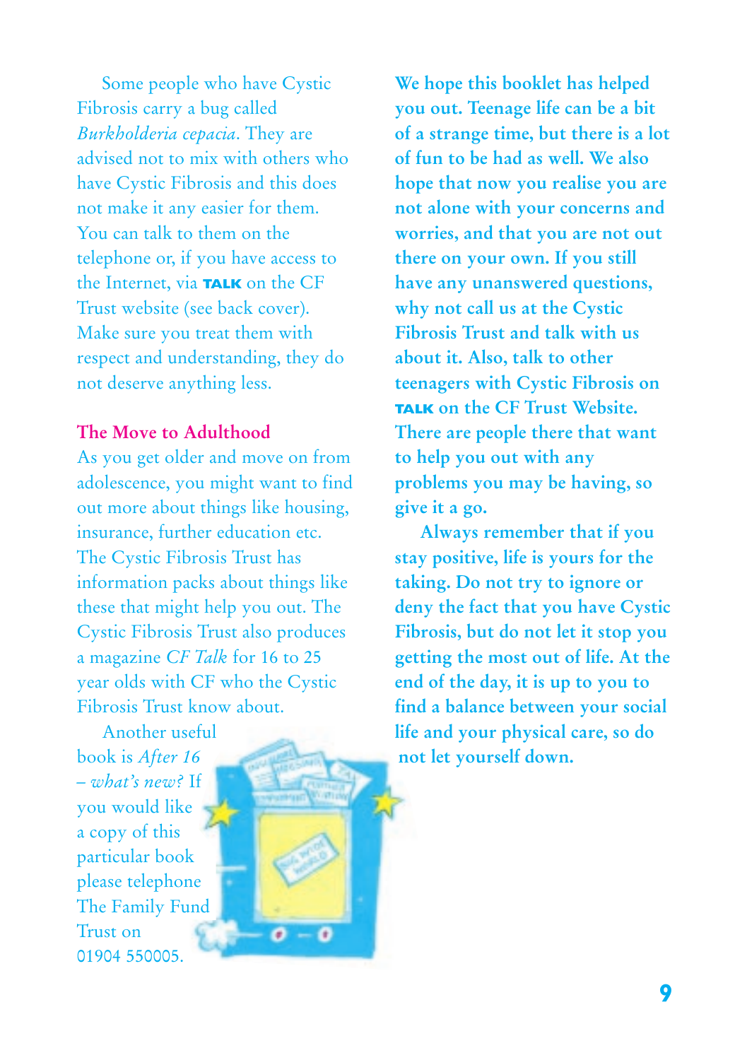Some people who have Cystic Fibrosis carry a bug called *Burkholderia cepacia*. They are advised not to mix with others who have Cystic Fibrosis and this does not make it any easier for them. You can talk to them on the telephone or, if you have access to the Internet, via **TALK** on the CF Trust website (see back cover). Make sure you treat them with respect and understanding, they do not deserve anything less.

## The Move to Adulthood

As you get older and move on from adolescence, you might want to find out more about things like housing, insurance, further education etc. The Cystic Fibrosis Trust has information packs about things like these that might help you out. The Cystic Fibrosis Trust also produces a magazine *CF Talk* for 16 to 25 year olds with CF who the Cystic Fibrosis Trust know about.

Another useful book is *After 16 – what's new?* If you would like a copy of this particular book please telephone The Family Fund Trust on 01904 550005.

**We hope this booklet has helped you out. Teenage life can be a bit of a strange time, but there is a lot of fun to be had as well. We also hope that now you realise you are not alone with your concerns and worries, and that you are not out there on your own. If you still have any unanswered questions, why not call us at the Cystic Fibrosis Trust and talk with us about it. Also, talk to other teenagers with Cystic Fibrosis on TALK on the CF Trust Website. There are people there that want to help you out with any problems you may be having, so give it a go.**

**Always remember that if you stay positive, life is yours for the taking. Do not try to ignore or deny the fact that you have Cystic Fibrosis, but do not let it stop you getting the most out of life. At the end of the day, it is up to you to find a balance between your social life and your physical care, so do not let yourself down.**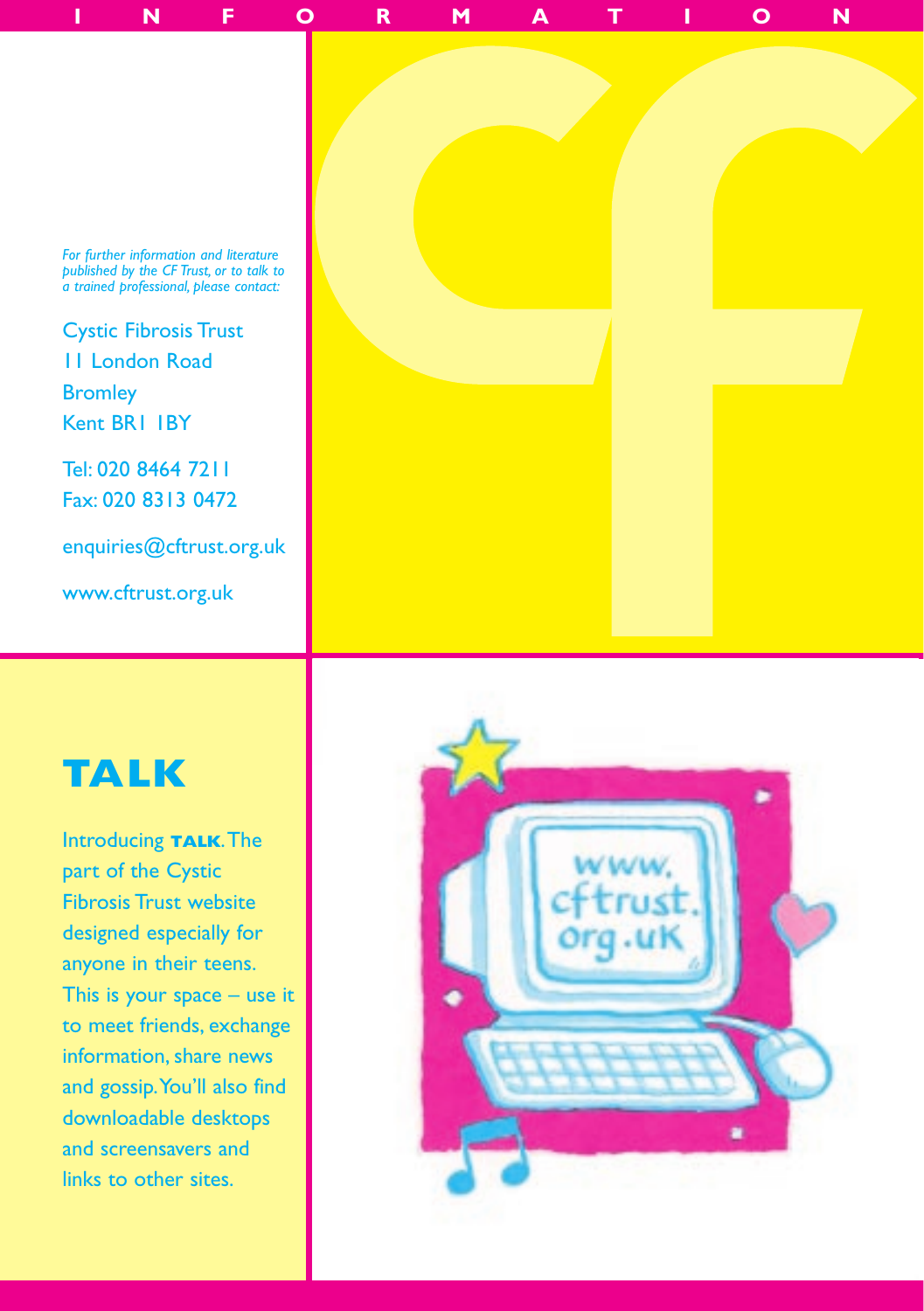*For further information and literature published by the CF Trust, or to talk to a trained professional, please contact:*

Cystic Fibrosis Trust
11 London Road
Bromley
Kent BR1 1BY

Tel: 020 8464 7211
Fax: 020 8313 0472

enquiries@cftrust.org.uk

www.cftrust.org.uk

## TALK

Introducing **TALK**. The part of the Cystic Fibrosis Trust website designed especially for anyone in their teens. This is your space – use it to meet friends, exchange information, share news and gossip. You'll also find downloadable desktops and screensavers and links to other sites.